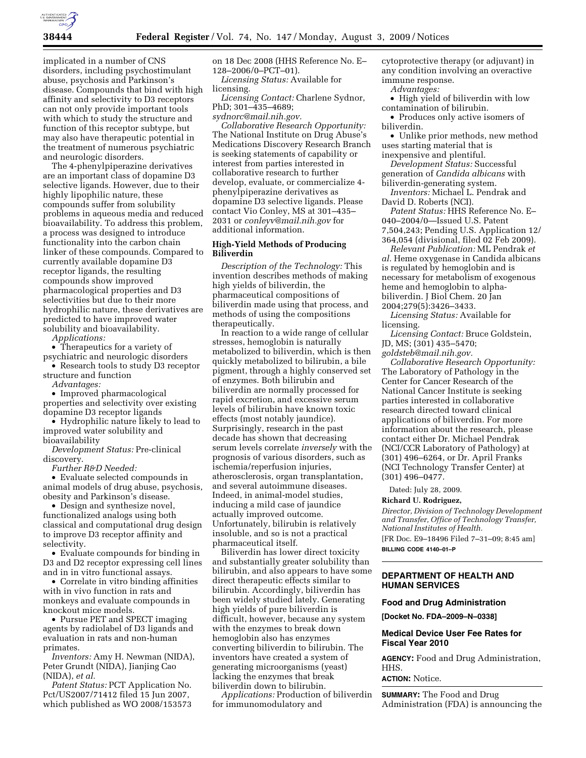implicated in a number of CNS disorders, including psychostimulant abuse, psychosis and Parkinson's disease. Compounds that bind with high affinity and selectivity to D3 receptors can not only provide important tools with which to study the structure and function of this receptor subtype, but may also have therapeutic potential in the treatment of numerous psychiatric and neurologic disorders.

The 4-phenylpiperazine derivatives are an important class of dopamine D3 selective ligands. However, due to their highly lipophilic nature, these compounds suffer from solubility problems in aqueous media and reduced bioavailability. To address this problem, a process was designed to introduce functionality into the carbon chain linker of these compounds. Compared to currently available dopamine D3 receptor ligands, the resulting compounds show improved pharmacological properties and D3 selectivities but due to their more hydrophilic nature, these derivatives are predicted to have improved water solubility and bioavailability.

*Applications:*

- Therapeutics for a variety of psychiatric and neurologic disorders
- Research tools to study D3 receptor structure and function

*Advantages:*

- Improved pharmacological properties and selectivity over existing dopamine D3 receptor ligands
- Hydrophilic nature likely to lead to improved water solubility and bioavailability

*Development Status:* Pre-clinical discovery.

*Further R&D Needed:*

- Evaluate selected compounds in animal models of drug abuse, psychosis, obesity and Parkinson's disease.
- Design and synthesize novel, functionalized analogs using both classical and computational drug design to improve D3 receptor affinity and selectivity.
- Evaluate compounds for binding in D3 and D2 receptor expressing cell lines and in in vitro functional assays.
- Correlate in vitro binding affinities with in vivo function in rats and monkeys and evaluate compounds in knockout mice models.
- Pursue PET and SPECT imaging agents by radiolabel of D3 ligands and evaluation in rats and non-human primates.

*Inventors:* Amy H. Newman (NIDA), Peter Grundt (NIDA), Jianjing Cao (NIDA), *et al.*

*Patent Status:* PCT Application No. Pct/US2007/71412 filed 15 Jun 2007, which published as WO 2008/153573 on 18 Dec 2008 (HHS Reference No. E–128–2006/0–PCT–01).

*Licensing Status:* Available for licensing.

*Licensing Contact:* Charlene Sydnor, PhD; 301–435–4689; *sydnorc@mail.nih.gov.*

*Collaborative Research Opportunity:* The National Institute on Drug Abuse's Medications Discovery Research Branch is seeking statements of capability or interest from parties interested in collaborative research to further develop, evaluate, or commercialize 4-phenylpiperazine derivatives as dopamine D3 selective ligands. Please contact Vio Conley, MS at 301–435–2031 or *conleyv@mail.nih.gov* for additional information.

### High-Yield Methods of Producing Biliverdin

*Description of the Technology:* This invention describes methods of making high yields of biliverdin, the pharmaceutical compositions of biliverdin made using that process, and methods of using the compositions therapeutically.

In reaction to a wide range of cellular stresses, hemoglobin is naturally metabolized to biliverdin, which is then quickly metabolized to bilirubin, a bile pigment, through a highly conserved set of enzymes. Both bilirubin and biliverdin are normally processed for rapid excretion, and excessive serum levels of bilirubin have known toxic effects (most notably jaundice). Surprisingly, research in the past decade has shown that decreasing serum levels correlate *inversely* with the prognosis of various disorders, such as ischemia/reperfusion injuries, atherosclerosis, organ transplantation, and several autoimmune diseases. Indeed, in animal-model studies, inducing a mild case of jaundice actually improved outcome. Unfortunately, bilirubin is relatively insoluble, and so is not a practical pharmaceutical itself.

Biliverdin has lower direct toxicity and substantially greater solubility than bilirubin, and also appears to have some direct therapeutic effects similar to bilirubin. Accordingly, biliverdin has been widely studied lately. Generating high yields of pure biliverdin is difficult, however, because any system with the enzymes to break down hemoglobin also has enzymes converting biliverdin to bilirubin. The inventors have created a system of generating microorganisms (yeast) lacking the enzymes that break biliverdin down to bilirubin.

*Applications:* Production of biliverdin for immunomodulatory and cytoprotective therapy (or adjuvant) in any condition involving an overactive immune response.

*Advantages:*

- High yield of biliverdin with low contamination of bilirubin.
- Produces only active isomers of biliverdin.
- Unlike prior methods, new method uses starting material that is inexpensive and plentiful.

*Development Status:* Successful generation of *Candida albicans* with biliverdin-generating system.

*Inventors:* Michael L. Pendrak and David D. Roberts (NCI).

*Patent Status:* HHS Reference No. E–040–2004/0—Issued U.S. Patent 7,504,243; Pending U.S. Application 12/364,054 (divisional, filed 02 Feb 2009).

*Relevant Publication:* ML Pendrak *et al.* Heme oxygenase in Candida albicans is regulated by hemoglobin and is necessary for metabolism of exogenous heme and hemoglobin to alpha-biliverdin. J Biol Chem. 20 Jan 2004;279(5):3426–3433.

*Licensing Status:* Available for licensing.

*Licensing Contact:* Bruce Goldstein, JD, MS; (301) 435–5470; *goldsteb@mail.nih.gov.*

*Collaborative Research Opportunity:* The Laboratory of Pathology in the Center for Cancer Research of the National Cancer Institute is seeking parties interested in collaborative research directed toward clinical applications of biliverdin. For more information about the research, please contact either Dr. Michael Pendrak (NCI/CCR Laboratory of Pathology) at (301) 496–6264, or Dr. April Franks (NCI Technology Transfer Center) at (301) 496–0477.

Dated: July 28, 2009.

**Richard U. Rodriguez,**

*Director, Division of Technology Development and Transfer, Office of Technology Transfer, National Institutes of Health.*

[FR Doc. E9–18496 Filed 7–31–09; 8:45 am]

**BILLING CODE 4140–01–P**

---

## DEPARTMENT OF HEALTH AND HUMAN SERVICES

### Food and Drug Administration

**[Docket No. FDA–2009–N–0338]**

### Medical Device User Fee Rates for Fiscal Year 2010

**AGENCY:** Food and Drug Administration, HHS.

**ACTION:** Notice.

**SUMMARY:** The Food and Drug Administration (FDA) is announcing the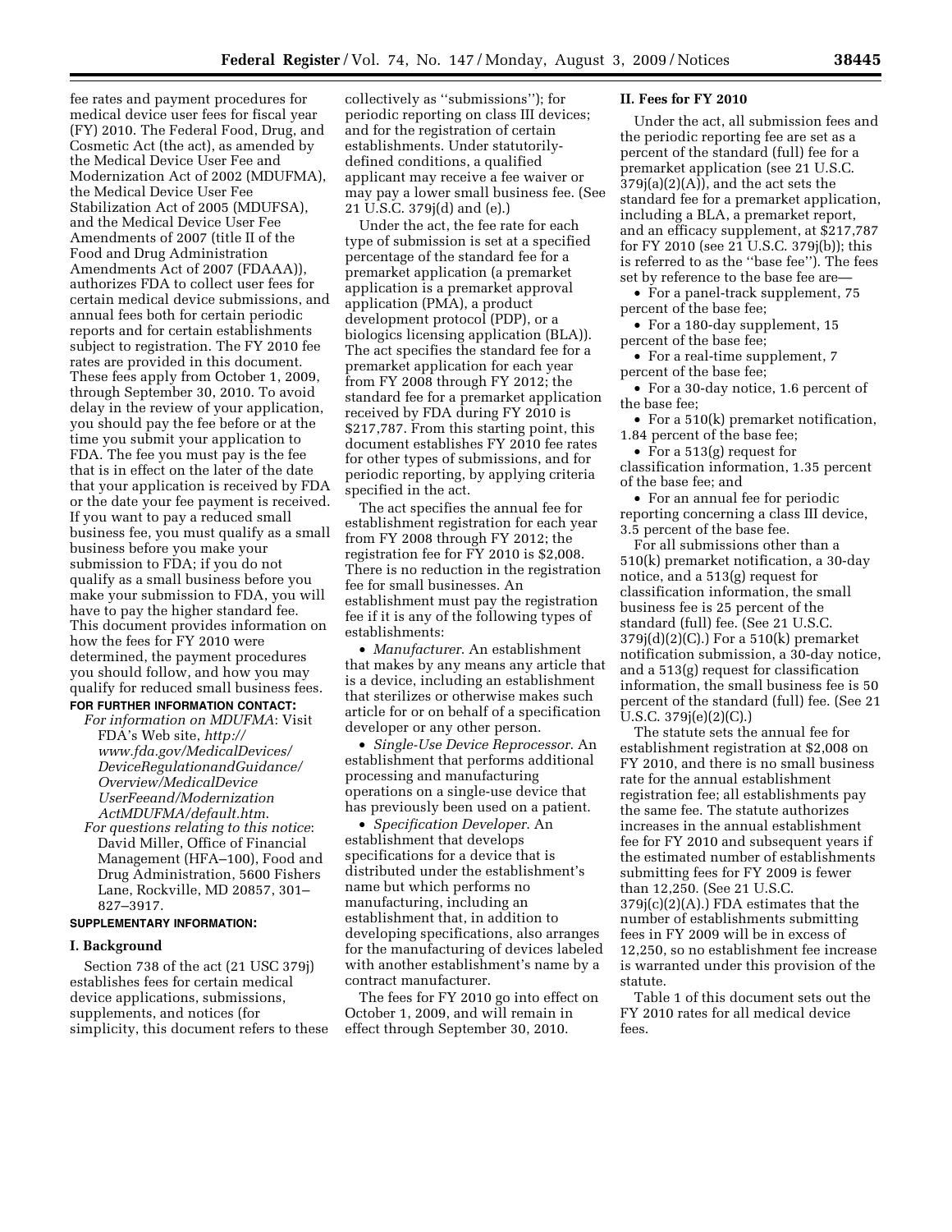fee rates and payment procedures for medical device user fees for fiscal year (FY) 2010. The Federal Food, Drug, and Cosmetic Act (the act), as amended by the Medical Device User Fee and Modernization Act of 2002 (MDUFMA), the Medical Device User Fee Stabilization Act of 2005 (MDUFSA), and the Medical Device User Fee Amendments of 2007 (title II of the Food and Drug Administration Amendments Act of 2007 (FDAAA)), authorizes FDA to collect user fees for certain medical device submissions, and annual fees both for certain periodic reports and for certain establishments subject to registration. The FY 2010 fee rates are provided in this document. These fees apply from October 1, 2009, through September 30, 2010. To avoid delay in the review of your application, you should pay the fee before or at the time you submit your application to FDA. The fee you must pay is the fee that is in effect on the later of the date that your application is received by FDA or the date your fee payment is received. If you want to pay a reduced small business fee, you must qualify as a small business before you make your submission to FDA; if you do not qualify as a small business before you make your submission to FDA, you will have to pay the higher standard fee. This document provides information on how the fees for FY 2010 were determined, the payment procedures you should follow, and how you may qualify for reduced small business fees.

**FOR FURTHER INFORMATION CONTACT:**

*For information on MDUFMA*: Visit FDA's Web site, *http://www.fda.gov/MedicalDevices/DeviceRegulationandGuidance/Overview/MedicalDeviceUserFeeandModernizationActMDUFMA/default.htm*.

*For questions relating to this notice*: David Miller, Office of Financial Management (HFA–100), Food and Drug Administration, 5600 Fishers Lane, Rockville, MD 20857, 301–827–3917.

**SUPPLEMENTARY INFORMATION:**

## I. Background

Section 738 of the act (21 USC 379j) establishes fees for certain medical device applications, submissions, supplements, and notices (for simplicity, this document refers to these collectively as ''submissions''); for periodic reporting on class III devices; and for the registration of certain establishments. Under statutorily-defined conditions, a qualified applicant may receive a fee waiver or may pay a lower small business fee. (See 21 U.S.C. 379j(d) and (e).)

Under the act, the fee rate for each type of submission is set at a specified percentage of the standard fee for a premarket application (a premarket application is a premarket approval application (PMA), a product development protocol (PDP), or a biologics licensing application (BLA)). The act specifies the standard fee for a premarket application for each year from FY 2008 through FY 2012; the standard fee for a premarket application received by FDA during FY 2010 is $217,787. From this starting point, this document establishes FY 2010 fee rates for other types of submissions, and for periodic reporting, by applying criteria specified in the act.

The act specifies the annual fee for establishment registration for each year from FY 2008 through FY 2012; the registration fee for FY 2010 is $2,008. There is no reduction in the registration fee for small businesses. An establishment must pay the registration fee if it is any of the following types of establishments:

- *Manufacturer*. An establishment that makes by any means any article that is a device, including an establishment that sterilizes or otherwise makes such article for or on behalf of a specification developer or any other person.
- *Single-Use Device Reprocessor*. An establishment that performs additional processing and manufacturing operations on a single-use device that has previously been used on a patient.
- *Specification Developer*. An establishment that develops specifications for a device that is distributed under the establishment's name but which performs no manufacturing, including an establishment that, in addition to developing specifications, also arranges for the manufacturing of devices labeled with another establishment's name by a contract manufacturer.

The fees for FY 2010 go into effect on October 1, 2009, and will remain in effect through September 30, 2010.

## II. Fees for FY 2010

Under the act, all submission fees and the periodic reporting fee are set as a percent of the standard (full) fee for a premarket application (see 21 U.S.C. 379j(a)(2)(A)), and the act sets the standard fee for a premarket application, including a BLA, a premarket report, and an efficacy supplement, at $217,787 for FY 2010 (see 21 U.S.C. 379j(b)); this is referred to as the ''base fee''). The fees set by reference to the base fee are—

- For a panel-track supplement, 75 percent of the base fee;
- For a 180-day supplement, 15 percent of the base fee;
- For a real-time supplement, 7 percent of the base fee;
- For a 30-day notice, 1.6 percent of the base fee;
- For a 510(k) premarket notification, 1.84 percent of the base fee;
- For a 513(g) request for classification information, 1.35 percent of the base fee; and
- For an annual fee for periodic reporting concerning a class III device, 3.5 percent of the base fee.

For all submissions other than a 510(k) premarket notification, a 30-day notice, and a 513(g) request for classification information, the small business fee is 25 percent of the standard (full) fee. (See 21 U.S.C. 379j(d)(2)(C).) For a 510(k) premarket notification submission, a 30-day notice, and a 513(g) request for classification information, the small business fee is 50 percent of the standard (full) fee. (See 21 U.S.C. 379j(e)(2)(C).)

The statute sets the annual fee for establishment registration at $2,008 on FY 2010, and there is no small business rate for the annual establishment registration fee; all establishments pay the same fee. The statute authorizes increases in the annual establishment fee for FY 2010 and subsequent years if the estimated number of establishments submitting fees for FY 2009 is fewer than 12,250. (See 21 U.S.C. 379j(c)(2)(A).) FDA estimates that the number of establishments submitting fees in FY 2009 will be in excess of 12,250, so no establishment fee increase is warranted under this provision of the statute.

Table 1 of this document sets out the FY 2010 rates for all medical device fees.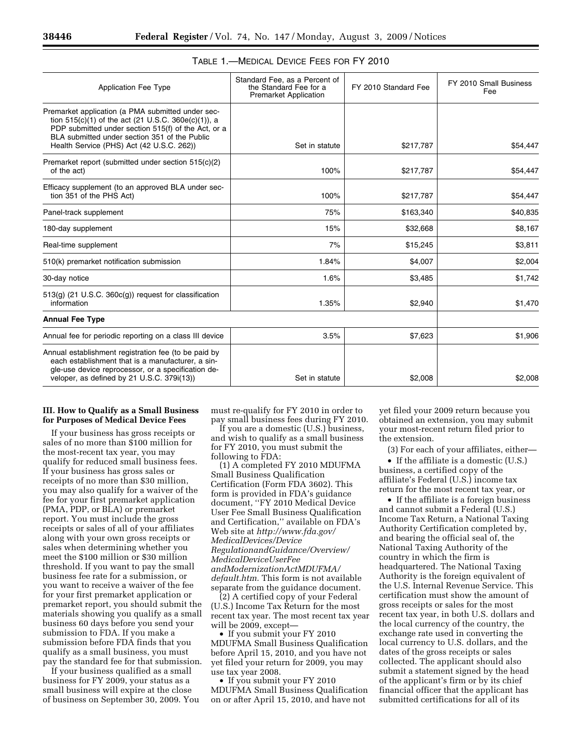TABLE 1.—MEDICAL DEVICE FEES FOR FY 2010

| Application Fee Type | Standard Fee, as a Percent of the Standard Fee for a Premarket Application | FY 2010 Standard Fee | FY 2010 Small Business Fee |
|---|---|---|---|
| Premarket application (a PMA submitted under section 515(c)(1) of the act (21 U.S.C. 360e(c)(1)), a PDP submitted under section 515(f) of the Act, or a BLA submitted under section 351 of the Public Health Service (PHS) Act (42 U.S.C. 262)) | Set in statute | $217,787 | $54,447 |
| Premarket report (submitted under section 515(c)(2) of the act) | 100% | $217,787 | $54,447 |
| Efficacy supplement (to an approved BLA under section 351 of the PHS Act) | 100% | $217,787 | $54,447 |
| Panel-track supplement | 75% | $163,340 | $40,835 |
| 180-day supplement | 15% | $32,668 | $8,167 |
| Real-time supplement | 7% | $15,245 | $3,811 |
| 510(k) premarket notification submission | 1.84% | $4,007 | $2,004 |
| 30-day notice | 1.6% | $3,485 | $1,742 |
| 513(g) (21 U.S.C. 360c(g)) request for classification information | 1.35% | $2,940 | $1,470 |
| **Annual Fee Type** | | | |
| Annual fee for periodic reporting on a class III device | 3.5% | $7,623 | $1,906 |
| Annual establishment registration fee (to be paid by each establishment that is a manufacturer, a single-use device reprocessor, or a specification developer, as defined by 21 U.S.C. 379i(13)) | Set in statute | $2,008 | $2,008 |

## III. How to Qualify as a Small Business for Purposes of Medical Device Fees

If your business has gross receipts or sales of no more than $100 million for the most-recent tax year, you may qualify for reduced small business fees. If your business has gross sales or receipts of no more than $30 million, you may also qualify for a waiver of the fee for your first premarket application (PMA, PDP, or BLA) or premarket report. You must include the gross receipts or sales of all of your affiliates along with your own gross receipts or sales when determining whether you meet the $100 million or $30 million threshold. If you want to pay the small business fee rate for a submission, or you want to receive a waiver of the fee for your first premarket application or premarket report, you should submit the materials showing you qualify as a small business 60 days before you send your submission to FDA. If you make a submission before FDA finds that you qualify as a small business, you must pay the standard fee for that submission.

If your business qualified as a small business for FY 2009, your status as a small business will expire at the close of business on September 30, 2009. You must re-qualify for FY 2010 in order to pay small business fees during FY 2010.

If you are a domestic (U.S.) business, and wish to qualify as a small business for FY 2010, you must submit the following to FDA:

(1) A completed FY 2010 MDUFMA Small Business Qualification Certification (Form FDA 3602). This form is provided in FDA's guidance document, ''FY 2010 Medical Device User Fee Small Business Qualification and Certification,'' available on FDA's Web site at *http://www.fda.gov/MedicalDevices/DeviceRegulationandGuidance/Overview/MedicalDeviceUserFeeandModernizationActMDUFMA/default.htm*. This form is not available separate from the guidance document.

(2) A certified copy of your Federal (U.S.) Income Tax Return for the most recent tax year. The most recent tax year will be 2009, except—

- If you submit your FY 2010 MDUFMA Small Business Qualification before April 15, 2010, and you have not yet filed your return for 2009, you may use tax year 2008.
- If you submit your FY 2010 MDUFMA Small Business Qualification on or after April 15, 2010, and have not yet filed your 2009 return because you obtained an extension, you may submit your most-recent return filed prior to the extension.

(3) For each of your affiliates, either—

- If the affiliate is a domestic (U.S.) business, a certified copy of the affiliate's Federal (U.S.) income tax return for the most recent tax year, or
- If the affiliate is a foreign business and cannot submit a Federal (U.S.) Income Tax Return, a National Taxing Authority Certification completed by, and bearing the official seal of, the National Taxing Authority of the country in which the firm is headquartered. The National Taxing Authority is the foreign equivalent of the U.S. Internal Revenue Service. This certification must show the amount of gross receipts or sales for the most recent tax year, in both U.S. dollars and the local currency of the country, the exchange rate used in converting the local currency to U.S. dollars, and the dates of the gross receipts or sales collected. The applicant should also submit a statement signed by the head of the applicant's firm or by its chief financial officer that the applicant has submitted certifications for all of its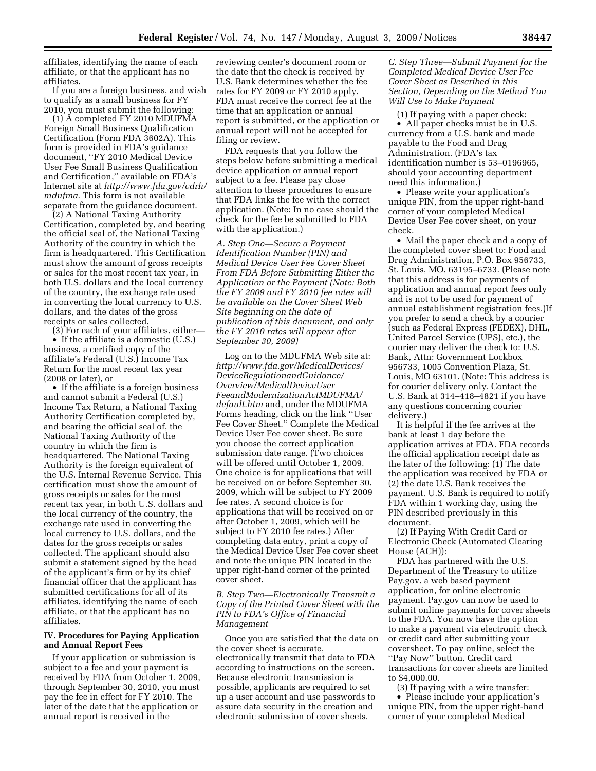affiliates, identifying the name of each affiliate, or that the applicant has no affiliates.

If you are a foreign business, and wish to qualify as a small business for FY 2010, you must submit the following:

(1) A completed FY 2010 MDUFMA Foreign Small Business Qualification Certification (Form FDA 3602A). This form is provided in FDA's guidance document, ''FY 2010 Medical Device User Fee Small Business Qualification and Certification,'' available on FDA's Internet site at *http://www.fda.gov/cdrh/mdufma*. This form is not available separate from the guidance document.

(2) A National Taxing Authority Certification, completed by, and bearing the official seal of, the National Taxing Authority of the country in which the firm is headquartered. This Certification must show the amount of gross receipts or sales for the most recent tax year, in both U.S. dollars and the local currency of the country, the exchange rate used in converting the local currency to U.S. dollars, and the dates of the gross receipts or sales collected.

(3) For each of your affiliates, either—

- If the affiliate is a domestic (U.S.) business, a certified copy of the affiliate's Federal (U.S.) Income Tax Return for the most recent tax year (2008 or later), or
- If the affiliate is a foreign business and cannot submit a Federal (U.S.) Income Tax Return, a National Taxing Authority Certification completed by, and bearing the official seal of, the National Taxing Authority of the country in which the firm is headquartered. The National Taxing Authority is the foreign equivalent of the U.S. Internal Revenue Service. This certification must show the amount of gross receipts or sales for the most recent tax year, in both U.S. dollars and the local currency of the country, the exchange rate used in converting the local currency to U.S. dollars, and the dates for the gross receipts or sales collected. The applicant should also submit a statement signed by the head of the applicant's firm or by its chief financial officer that the applicant has submitted certifications for all of its affiliates, identifying the name of each affiliate, or that the applicant has no affiliates.

## IV. Procedures for Paying Application and Annual Report Fees

If your application or submission is subject to a fee and your payment is received by FDA from October 1, 2009, through September 30, 2010, you must pay the fee in effect for FY 2010. The later of the date that the application or annual report is received in the reviewing center's document room or the date that the check is received by U.S. Bank determines whether the fee rates for FY 2009 or FY 2010 apply. FDA must receive the correct fee at the time that an application or annual report is submitted, or the application or annual report will not be accepted for filing or review.

FDA requests that you follow the steps below before submitting a medical device application or annual report subject to a fee. Please pay close attention to these procedures to ensure that FDA links the fee with the correct application. (Note: In no case should the check for the fee be submitted to FDA with the application.)

### *A. Step One—Secure a Payment Identification Number (PIN) and Medical Device User Fee Cover Sheet From FDA Before Submitting Either the Application or the Payment (Note: Both the FY 2009 and FY 2010 fee rates will be available on the Cover Sheet Web Site beginning on the date of publication of this document, and only the FY 2010 rates will appear after September 30, 2009)*

Log on to the MDUFMA Web site at: *http://www.fda.gov/MedicalDevices/DeviceRegulationandGuidance/Overview/MedicalDeviceUserFeeandModernizationActMDUFMA/default.htm* and, under the MDUFMA Forms heading, click on the link ''User Fee Cover Sheet.'' Complete the Medical Device User Fee cover sheet. Be sure you choose the correct application submission date range. (Two choices will be offered until October 1, 2009. One choice is for applications that will be received on or before September 30, 2009, which will be subject to FY 2009 fee rates. A second choice is for applications that will be received on or after October 1, 2009, which will be subject to FY 2010 fee rates.) After completing data entry, print a copy of the Medical Device User Fee cover sheet and note the unique PIN located in the upper right-hand corner of the printed cover sheet.

### *B. Step Two—Electronically Transmit a Copy of the Printed Cover Sheet with the PIN to FDA's Office of Financial Management*

Once you are satisfied that the data on the cover sheet is accurate, electronically transmit that data to FDA according to instructions on the screen. Because electronic transmission is possible, applicants are required to set up a user account and use passwords to assure data security in the creation and electronic submission of cover sheets.

### *C. Step Three—Submit Payment for the Completed Medical Device User Fee Cover Sheet as Described in this Section, Depending on the Method You Will Use to Make Payment*

(1) If paying with a paper check:

- All paper checks must be in U.S. currency from a U.S. bank and made payable to the Food and Drug Administration. (FDA's tax identification number is 53–0196965, should your accounting department need this information.)
- Please write your application's unique PIN, from the upper right-hand corner of your completed Medical Device User Fee cover sheet, on your check.
- Mail the paper check and a copy of the completed cover sheet to: Food and Drug Administration, P.O. Box 956733, St. Louis, MO, 63195–6733. (Please note that this address is for payments of application and annual report fees only and is not to be used for payment of annual establishment registration fees.)If you prefer to send a check by a courier (such as Federal Express (FEDEX), DHL, United Parcel Service (UPS), etc.), the courier may deliver the check to: U.S. Bank, Attn: Government Lockbox 956733, 1005 Convention Plaza, St. Louis, MO 63101. (Note: This address is for courier delivery only. Contact the U.S. Bank at 314–418–4821 if you have any questions concerning courier delivery.)

It is helpful if the fee arrives at the bank at least 1 day before the application arrives at FDA. FDA records the official application receipt date as the later of the following: (1) The date the application was received by FDA or (2) the date U.S. Bank receives the payment. U.S. Bank is required to notify FDA within 1 working day, using the PIN described previously in this document.

(2) If Paying With Credit Card or Electronic Check (Automated Clearing House (ACH)):

FDA has partnered with the U.S. Department of the Treasury to utilize Pay.gov, a web based payment application, for online electronic payment. Pay.gov can now be used to submit online payments for cover sheets to the FDA. You now have the option to make a payment via electronic check or credit card after submitting your coversheet. To pay online, select the ''Pay Now'' button. Credit card transactions for cover sheets are limited to $4,000.00.

(3) If paying with a wire transfer:

- Please include your application's unique PIN, from the upper right-hand corner of your completed Medical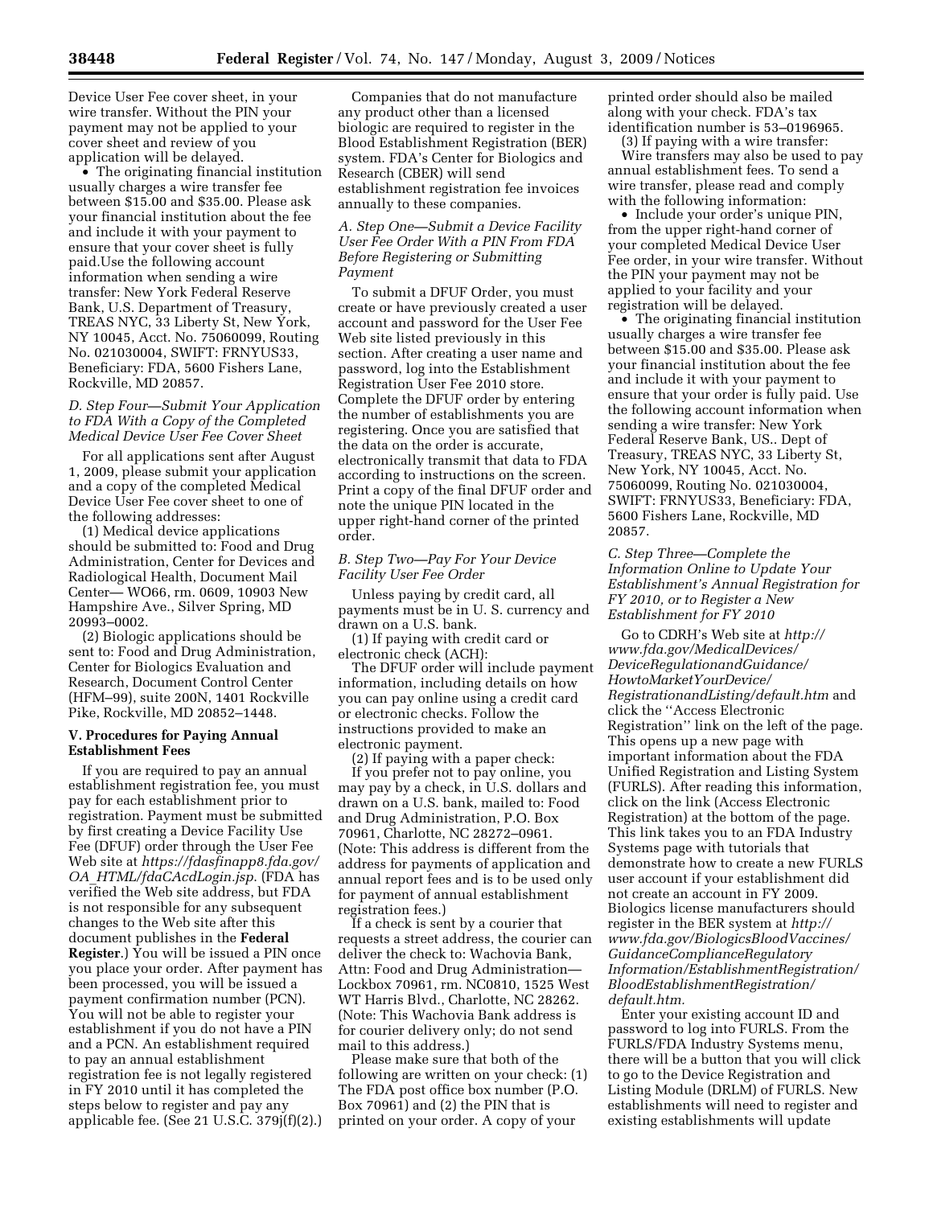Device User Fee cover sheet, in your wire transfer. Without the PIN your payment may not be applied to your cover sheet and review of you application will be delayed.

- The originating financial institution usually charges a wire transfer fee between $15.00 and $35.00. Please ask your financial institution about the fee and include it with your payment to ensure that your cover sheet is fully paid.Use the following account information when sending a wire transfer: New York Federal Reserve Bank, U.S. Department of Treasury, TREAS NYC, 33 Liberty St, New York, NY 10045, Acct. No. 75060099, Routing No. 021030004, SWIFT: FRNYUS33, Beneficiary: FDA, 5600 Fishers Lane, Rockville, MD 20857.

### *D. Step Four—Submit Your Application to FDA With a Copy of the Completed Medical Device User Fee Cover Sheet*

For all applications sent after August 1, 2009, please submit your application and a copy of the completed Medical Device User Fee cover sheet to one of the following addresses:

(1) Medical device applications should be submitted to: Food and Drug Administration, Center for Devices and Radiological Health, Document Mail Center— WO66, rm. 0609, 10903 New Hampshire Ave., Silver Spring, MD 20993–0002.

(2) Biologic applications should be sent to: Food and Drug Administration, Center for Biologics Evaluation and Research, Document Control Center (HFM–99), suite 200N, 1401 Rockville Pike, Rockville, MD 20852–1448.

## V. Procedures for Paying Annual Establishment Fees

If you are required to pay an annual establishment registration fee, you must pay for each establishment prior to registration. Payment must be submitted by first creating a Device Facility Use Fee (DFUF) order through the User Fee Web site at *https://fdasfinapp8.fda.gov/OA_HTML/fdaCAcdLogin.jsp.* (FDA has verified the Web site address, but FDA is not responsible for any subsequent changes to the Web site after this document publishes in the **Federal Register**.) You will be issued a PIN once you place your order. After payment has been processed, you will be issued a payment confirmation number (PCN). You will not be able to register your establishment if you do not have a PIN and a PCN. An establishment required to pay an annual establishment registration fee is not legally registered in FY 2010 until it has completed the steps below to register and pay any applicable fee. (See 21 U.S.C. 379j(f)(2).)

Companies that do not manufacture any product other than a licensed biologic are required to register in the Blood Establishment Registration (BER) system. FDA's Center for Biologics and Research (CBER) will send establishment registration fee invoices annually to these companies.

### *A. Step One—Submit a Device Facility User Fee Order With a PIN From FDA Before Registering or Submitting Payment*

To submit a DFUF Order, you must create or have previously created a user account and password for the User Fee Web site listed previously in this section. After creating a user name and password, log into the Establishment Registration User Fee 2010 store. Complete the DFUF order by entering the number of establishments you are registering. Once you are satisfied that the data on the order is accurate, electronically transmit that data to FDA according to instructions on the screen. Print a copy of the final DFUF order and note the unique PIN located in the upper right-hand corner of the printed order.

### *B. Step Two—Pay For Your Device Facility User Fee Order*

Unless paying by credit card, all payments must be in U. S. currency and drawn on a U.S. bank.

(1) If paying with credit card or electronic check (ACH):

The DFUF order will include payment information, including details on how you can pay online using a credit card or electronic checks. Follow the instructions provided to make an electronic payment.

(2) If paying with a paper check:

If you prefer not to pay online, you may pay by a check, in U.S. dollars and drawn on a U.S. bank, mailed to: Food and Drug Administration, P.O. Box 70961, Charlotte, NC 28272–0961. (Note: This address is different from the address for payments of application and annual report fees and is to be used only for payment of annual establishment registration fees.)

If a check is sent by a courier that requests a street address, the courier can deliver the check to: Wachovia Bank, Attn: Food and Drug Administration— Lockbox 70961, rm. NC0810, 1525 West WT Harris Blvd., Charlotte, NC 28262. (Note: This Wachovia Bank address is for courier delivery only; do not send mail to this address.)

Please make sure that both of the following are written on your check: (1) The FDA post office box number (P.O. Box 70961) and (2) the PIN that is printed on your order. A copy of your printed order should also be mailed along with your check. FDA's tax identification number is 53–0196965.

(3) If paying with a wire transfer:

Wire transfers may also be used to pay annual establishment fees. To send a wire transfer, please read and comply with the following information:

- Include your order's unique PIN, from the upper right-hand corner of your completed Medical Device User Fee order, in your wire transfer. Without the PIN your payment may not be applied to your facility and your registration will be delayed.
- The originating financial institution usually charges a wire transfer fee between $15.00 and $35.00. Please ask your financial institution about the fee and include it with your payment to ensure that your order is fully paid. Use the following account information when sending a wire transfer: New York Federal Reserve Bank, US.. Dept of Treasury, TREAS NYC, 33 Liberty St, New York, NY 10045, Acct. No. 75060099, Routing No. 021030004, SWIFT: FRNYUS33, Beneficiary: FDA, 5600 Fishers Lane, Rockville, MD 20857.

### *C. Step Three—Complete the Information Online to Update Your Establishment's Annual Registration for FY 2010, or to Register a New Establishment for FY 2010*

Go to CDRH's Web site at *http://www.fda.gov/MedicalDevices/DeviceRegulationandGuidance/HowtoMarketYourDevice/RegistrationandListing/default.htm* and click the ''Access Electronic Registration'' link on the left of the page. This opens up a new page with important information about the FDA Unified Registration and Listing System (FURLS). After reading this information, click on the link (Access Electronic Registration) at the bottom of the page. This link takes you to an FDA Industry Systems page with tutorials that demonstrate how to create a new FURLS user account if your establishment did not create an account in FY 2009. Biologics license manufacturers should register in the BER system at *http://www.fda.gov/BiologicsBloodVaccines/GuidanceComplianceRegulatoryInformation/EstablishmentRegistration/BloodEstablishmentRegistration/default.htm.*

Enter your existing account ID and password to log into FURLS. From the FURLS/FDA Industry Systems menu, there will be a button that you will click to go to the Device Registration and Listing Module (DRLM) of FURLS. New establishments will need to register and existing establishments will update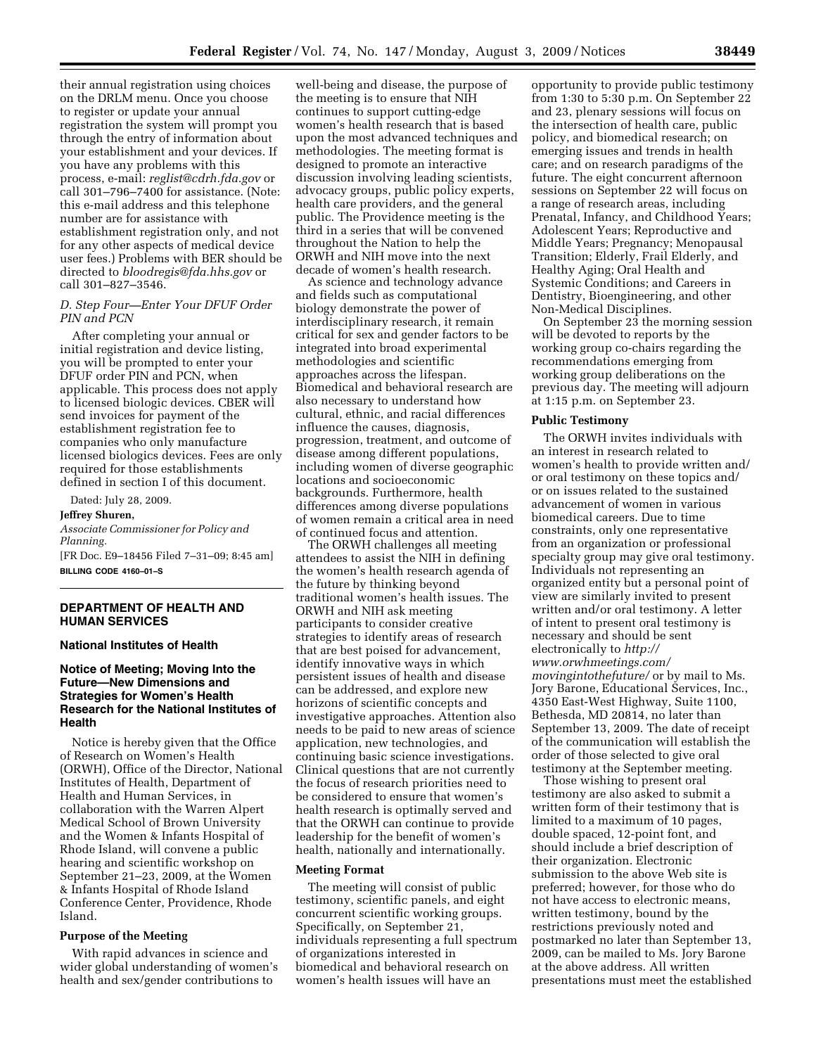their annual registration using choices on the DRLM menu. Once you choose to register or update your annual registration the system will prompt you through the entry of information about your establishment and your devices. If you have any problems with this process, e-mail: *reglist@cdrh.fda.gov* or call 301–796–7400 for assistance. (Note: this e-mail address and this telephone number are for assistance with establishment registration only, and not for any other aspects of medical device user fees.) Problems with BER should be directed to *bloodregis@fda.hhs.gov* or call 301–827–3546.

### *D. Step Four—Enter Your DFUF Order PIN and PCN*

After completing your annual or initial registration and device listing, you will be prompted to enter your DFUF order PIN and PCN, when applicable. This process does not apply to licensed biologic devices. CBER will send invoices for payment of the establishment registration fee to companies who only manufacture licensed biologics devices. Fees are only required for those establishments defined in section I of this document.

Dated: July 28, 2009.

**Jeffrey Shuren,**

*Associate Commissioner for Policy and Planning.*

[FR Doc. E9–18456 Filed 7–31–09; 8:45 am]

**BILLING CODE 4160–01–S**

---

## DEPARTMENT OF HEALTH AND HUMAN SERVICES

### National Institutes of Health

### Notice of Meeting; Moving Into the Future—New Dimensions and Strategies for Women's Health Research for the National Institutes of Health

Notice is hereby given that the Office of Research on Women's Health (ORWH), Office of the Director, National Institutes of Health, Department of Health and Human Services, in collaboration with the Warren Alpert Medical School of Brown University and the Women & Infants Hospital of Rhode Island, will convene a public hearing and scientific workshop on September 21–23, 2009, at the Women & Infants Hospital of Rhode Island Conference Center, Providence, Rhode Island.

#### Purpose of the Meeting

With rapid advances in science and wider global understanding of women's health and sex/gender contributions to well-being and disease, the purpose of the meeting is to ensure that NIH continues to support cutting-edge women's health research that is based upon the most advanced techniques and methodologies. The meeting format is designed to promote an interactive discussion involving leading scientists, advocacy groups, public policy experts, health care providers, and the general public. The Providence meeting is the third in a series that will be convened throughout the Nation to help the ORWH and NIH move into the next decade of women's health research.

As science and technology advance and fields such as computational biology demonstrate the power of interdisciplinary research, it remain critical for sex and gender factors to be integrated into broad experimental methodologies and scientific approaches across the lifespan. Biomedical and behavioral research are also necessary to understand how cultural, ethnic, and racial differences influence the causes, diagnosis, progression, treatment, and outcome of disease among different populations, including women of diverse geographic locations and socioeconomic backgrounds. Furthermore, health differences among diverse populations of women remain a critical area in need of continued focus and attention.

The ORWH challenges all meeting attendees to assist the NIH in defining the women's health research agenda of the future by thinking beyond traditional women's health issues. The ORWH and NIH ask meeting participants to consider creative strategies to identify areas of research that are best poised for advancement, identify innovative ways in which persistent issues of health and disease can be addressed, and explore new horizons of scientific concepts and investigative approaches. Attention also needs to be paid to new areas of science application, new technologies, and continuing basic science investigations. Clinical questions that are not currently the focus of research priorities need to be considered to ensure that women's health research is optimally served and that the ORWH can continue to provide leadership for the benefit of women's health, nationally and internationally.

#### Meeting Format

The meeting will consist of public testimony, scientific panels, and eight concurrent scientific working groups. Specifically, on September 21, individuals representing a full spectrum of organizations interested in biomedical and behavioral research on women's health issues will have an opportunity to provide public testimony from 1:30 to 5:30 p.m. On September 22 and 23, plenary sessions will focus on the intersection of health care, public policy, and biomedical research; on emerging issues and trends in health care; and on research paradigms of the future. The eight concurrent afternoon sessions on September 22 will focus on a range of research areas, including Prenatal, Infancy, and Childhood Years; Adolescent Years; Reproductive and Middle Years; Pregnancy; Menopausal Transition; Elderly, Frail Elderly, and Healthy Aging; Oral Health and Systemic Conditions; and Careers in Dentistry, Bioengineering, and other Non-Medical Disciplines.

On September 23 the morning session will be devoted to reports by the working group co-chairs regarding the recommendations emerging from working group deliberations on the previous day. The meeting will adjourn at 1:15 p.m. on September 23.

#### Public Testimony

The ORWH invites individuals with an interest in research related to women's health to provide written and/or oral testimony on these topics and/or on issues related to the sustained advancement of women in various biomedical careers. Due to time constraints, only one representative from an organization or professional specialty group may give oral testimony. Individuals not representing an organized entity but a personal point of view are similarly invited to present written and/or oral testimony. A letter of intent to present oral testimony is necessary and should be sent electronically to *http://www.orwhmeetings.com/movingintothefuture/* or by mail to Ms. Jory Barone, Educational Services, Inc., 4350 East-West Highway, Suite 1100, Bethesda, MD 20814, no later than September 13, 2009. The date of receipt of the communication will establish the order of those selected to give oral testimony at the September meeting.

Those wishing to present oral testimony are also asked to submit a written form of their testimony that is limited to a maximum of 10 pages, double spaced, 12-point font, and should include a brief description of their organization. Electronic submission to the above Web site is preferred; however, for those who do not have access to electronic means, written testimony, bound by the restrictions previously noted and postmarked no later than September 13, 2009, can be mailed to Ms. Jory Barone at the above address. All written presentations must meet the established